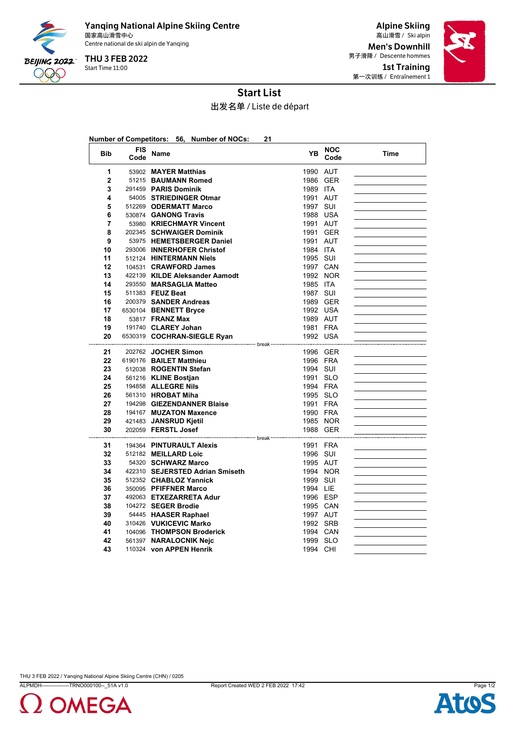Yanqing National Alpine Skiing Centre
国家高山滑雪中心
Centre national de ski alpin de Yanqing

THU 3 FEB 2022
Start Time 11:00

Alpine Skiing
高山滑雪 / Ski alpin

Men's Downhill
男子滑降 / Descente hommes

1st Training
第一次训练 / Entraînement 1

# Start List

出发名单 / Liste de départ

**Number of Competitors: 56, Number of NOCs: 21**

| Bib | FIS Code | Name | YB | NOC Code | Time |
|---|---|---|---|---|---|
| 1 | 53902 | **MAYER Matthias** | 1990 | AUT | |
| 2 | 51215 | **BAUMANN Romed** | 1986 | GER | |
| 3 | 291459 | **PARIS Dominik** | 1989 | ITA | |
| 4 | 54005 | **STRIEDINGER Otmar** | 1991 | AUT | |
| 5 | 512269 | **ODERMATT Marco** | 1997 | SUI | |
| 6 | 530874 | **GANONG Travis** | 1988 | USA | |
| 7 | 53980 | **KRIECHMAYR Vincent** | 1991 | AUT | |
| 8 | 202345 | **SCHWAIGER Dominik** | 1991 | GER | |
| 9 | 53975 | **HEMETSBERGER Daniel** | 1991 | AUT | |
| 10 | 293006 | **INNERHOFER Christof** | 1984 | ITA | |
| 11 | 512124 | **HINTERMANN Niels** | 1995 | SUI | |
| 12 | 104531 | **CRAWFORD James** | 1997 | CAN | |
| 13 | 422139 | **KILDE Aleksander Aamodt** | 1992 | NOR | |
| 14 | 293550 | **MARSAGLIA Matteo** | 1985 | ITA | |
| 15 | 511383 | **FEUZ Beat** | 1987 | SUI | |
| 16 | 200379 | **SANDER Andreas** | 1989 | GER | |
| 17 | 6530104 | **BENNETT Bryce** | 1992 | USA | |
| 18 | 53817 | **FRANZ Max** | 1989 | AUT | |
| 19 | 191740 | **CLAREY Johan** | 1981 | FRA | |
| 20 | 6530319 | **COCHRAN-SIEGLE Ryan** | 1992 | USA | |
| | | break | | | |
| 21 | 202762 | **JOCHER Simon** | 1996 | GER | |
| 22 | 6190176 | **BAILET Matthieu** | 1996 | FRA | |
| 23 | 512038 | **ROGENTIN Stefan** | 1994 | SUI | |
| 24 | 561216 | **KLINE Bostjan** | 1991 | SLO | |
| 25 | 194858 | **ALLEGRE Nils** | 1994 | FRA | |
| 26 | 561310 | **HROBAT Miha** | 1995 | SLO | |
| 27 | 194298 | **GIEZENDANNER Blaise** | 1991 | FRA | |
| 28 | 194167 | **MUZATON Maxence** | 1990 | FRA | |
| 29 | 421483 | **JANSRUD Kjetil** | 1985 | NOR | |
| 30 | 202059 | **FERSTL Josef** | 1988 | GER | |
| | | break | | | |
| 31 | 194364 | **PINTURAULT Alexis** | 1991 | FRA | |
| 32 | 512182 | **MEILLARD Loic** | 1996 | SUI | |
| 33 | 54320 | **SCHWARZ Marco** | 1995 | AUT | |
| 34 | 422310 | **SEJERSTED Adrian Smiseth** | 1994 | NOR | |
| 35 | 512352 | **CHABLOZ Yannick** | 1999 | SUI | |
| 36 | 350095 | **PFIFFNER Marco** | 1994 | LIE | |
| 37 | 492063 | **ETXEZARRETA Adur** | 1996 | ESP | |
| 38 | 104272 | **SEGER Brodie** | 1995 | CAN | |
| 39 | 54445 | **HAASER Raphael** | 1997 | AUT | |
| 40 | 310426 | **VUKICEVIC Marko** | 1992 | SRB | |
| 41 | 104096 | **THOMPSON Broderick** | 1994 | CAN | |
| 42 | 561397 | **NARALOCNIK Nejc** | 1999 | SLO | |
| 43 | 110324 | **von APPEN Henrik** | 1994 | CHI | |

THU 3 FEB 2022 / Yanqing National Alpine Skiing Centre (CHN) / 0205

ALPMDH---------------TRNO000100--_51A v1.0 Report Created WED 2 FEB 2022 17:42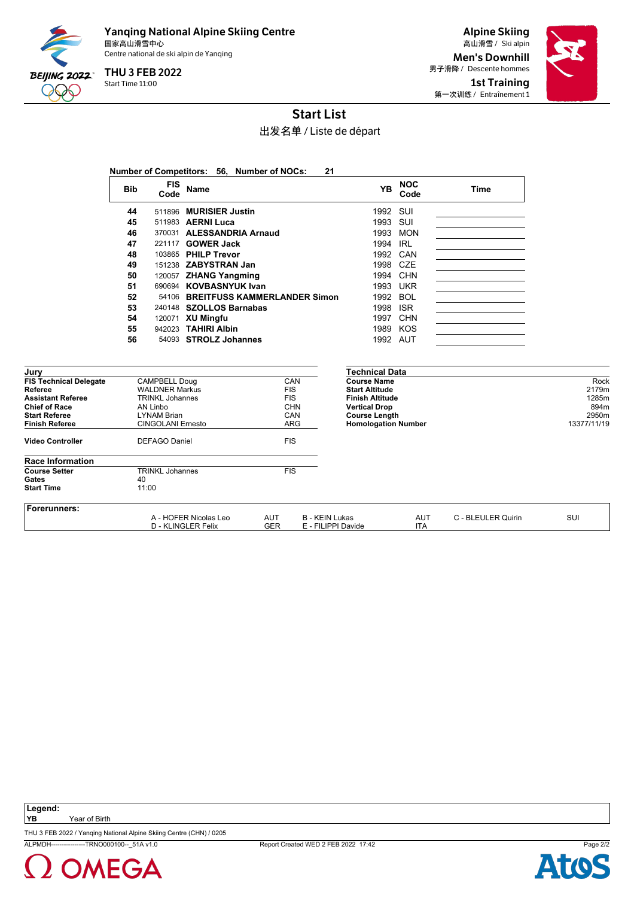Yanqing National Alpine Skiing Centre
国家高山滑雪中心
Centre national de ski alpin de Yanqing

THU 3 FEB 2022
Start Time 11:00

Alpine Skiing
高山滑雪 / Ski alpin

Men's Downhill
男子滑降 / Descente hommes

1st Training
第一次训练 / Entraînement 1

# Start List

出发名单 / Liste de départ

**Number of Competitors: 56, Number of NOCs: 21**

| Bib | FIS Code | Name | YB | NOC Code | Time |
|---|---|---|---|---|---|
| 44 | 511896 | **MURISIER Justin** | 1992 | SUI | |
| 45 | 511983 | **AERNI Luca** | 1993 | SUI | |
| 46 | 370031 | **ALESSANDRIA Arnaud** | 1993 | MON | |
| 47 | 221117 | **GOWER Jack** | 1994 | IRL | |
| 48 | 103865 | **PHILP Trevor** | 1992 | CAN | |
| 49 | 151238 | **ZABYSTRAN Jan** | 1998 | CZE | |
| 50 | 120057 | **ZHANG Yangming** | 1994 | CHN | |
| 51 | 690694 | **KOVBASNYUK Ivan** | 1993 | UKR | |
| 52 | 54106 | **BREITFUSS KAMMERLANDER Simon** | 1992 | BOL | |
| 53 | 240148 | **SZOLLOS Barnabas** | 1998 | ISR | |
| 54 | 120071 | **XU Mingfu** | 1997 | CHN | |
| 55 | 942023 | **TAHIRI Albin** | 1989 | KOS | |
| 56 | 54093 | **STROLZ Johannes** | 1992 | AUT | |

## Jury

| | | |
|---|---|---|
| **FIS Technical Delegate** | CAMPBELL Doug | CAN |
| **Referee** | WALDNER Markus | FIS |
| **Assistant Referee** | TRINKL Johannes | FIS |
| **Chief of Race** | AN Linbo | CHN |
| **Start Referee** | LYNAM Brian | CAN |
| **Finish Referee** | CINGOLANI Ernesto | ARG |
| **Video Controller** | DEFAGO Daniel | FIS |

## Technical Data

| | |
|---|---|
| **Course Name** | Rock |
| **Start Altitude** | 2179m |
| **Finish Altitude** | 1285m |
| **Vertical Drop** | 894m |
| **Course Length** | 2950m |
| **Homologation Number** | 13377/11/19 |

## Race Information

| | | |
|---|---|---|
| **Course Setter** | TRINKL Johannes | FIS |
| **Gates** | 40 | |
| **Start Time** | 11:00 | |

**Forerunners:**

| | | | | | |
|---|---|---|---|---|---|
| A - HOFER Nicolas Leo | AUT | B - KEIN Lukas | AUT | C - BLEULER Quirin | SUI |
| D - KLINGLER Felix | GER | E - FILIPPI Davide | ITA | | |

**Legend:**
**YB** Year of Birth

THU 3 FEB 2022 / Yanqing National Alpine Skiing Centre (CHN) / 0205
ALPMDH----------------TRNO000100--_51A v1.0    Report Created WED 2 FEB 2022 17:42